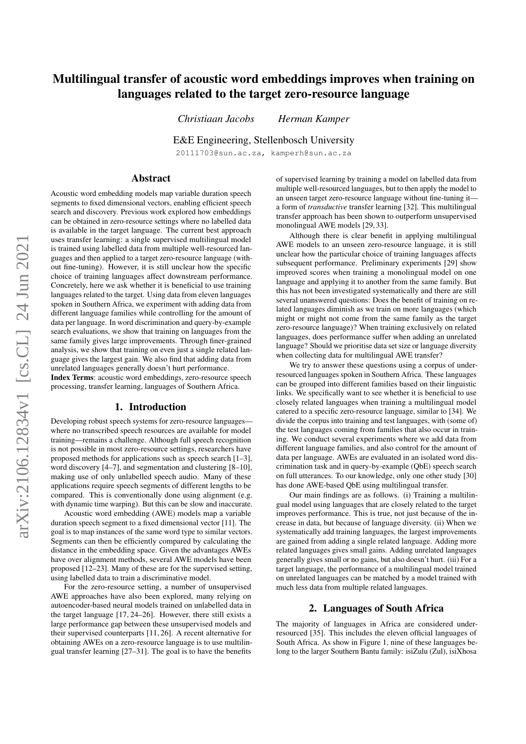# Multilingual transfer of acoustic word embeddings improves when training on languages related to the target zero-resource language

*Christiaan Jacobs* *Herman Kamper*

E&E Engineering, Stellenbosch University

20111703@sun.ac.za, kamperh@sun.ac.za

## Abstract

Acoustic word embedding models map variable duration speech segments to fixed dimensional vectors, enabling efficient speech search and discovery. Previous work explored how embeddings can be obtained in zero-resource settings where no labelled data is available in the target language. The current best approach uses transfer learning: a single supervised multilingual model is trained using labelled data from multiple well-resourced languages and then applied to a target zero-resource language (without fine-tuning). However, it is still unclear how the specific choice of training languages affect downstream performance. Concretely, here we ask whether it is beneficial to use training languages related to the target. Using data from eleven languages spoken in Southern Africa, we experiment with adding data from different language families while controlling for the amount of data per language. In word discrimination and query-by-example search evaluations, we show that training on languages from the same family gives large improvements. Through finer-grained analysis, we show that training on even just a single related language gives the largest gain. We also find that adding data from unrelated languages generally doesn't hurt performance.

**Index Terms**: acoustic word embeddings, zero-resource speech processing, transfer learning, languages of Southern Africa.

## 1. Introduction

Developing robust speech systems for zero-resource languages—where no transcribed speech resources are available for model training—remains a challenge. Although full speech recognition is not possible in most zero-resource settings, researchers have proposed methods for applications such as speech search [1–3], word discovery [4–7], and segmentation and clustering [8–10], making use of only unlabelled speech audio. Many of these applications require speech segments of different lengths to be compared. This is conventionally done using alignment (e.g. with dynamic time warping). But this can be slow and inaccurate.

Acoustic word embedding (AWE) models map a variable duration speech segment to a fixed dimensional vector [11]. The goal is to map instances of the same word type to similar vectors. Segments can then be efficiently compared by calculating the distance in the embedding space. Given the advantages AWEs have over alignment methods, several AWE models have been proposed [12–23]. Many of these are for the supervised setting, using labelled data to train a discriminative model.

For the zero-resource setting, a number of unsupervised AWE approaches have also been explored, many relying on autoencoder-based neural models trained on unlabelled data in the target language [17, 24–26]. However, there still exists a large performance gap between these unsupervised models and their supervised counterparts [11, 26]. A recent alternative for obtaining AWEs on a zero-resource language is to use multilingual transfer learning [27–31]. The goal is to have the benefits of supervised learning by training a model on labelled data from multiple well-resourced languages, but to then apply the model to an unseen target zero-resource language without fine-tuning it—a form of *transductive* transfer learning [32]. This multilingual transfer approach has been shown to outperform unsupervised monolingual AWE models [29, 33].

Although there is clear benefit in applying multilingual AWE models to an unseen zero-resource language, it is still unclear how the particular choice of training languages affects subsequent performance. Preliminary experiments [29] show improved scores when training a monolingual model on one language and applying it to another from the same family. But this has not been investigated systematically and there are still several unanswered questions: Does the benefit of training on related languages diminish as we train on more languages (which might or might not come from the same family as the target zero-resource language)? When training exclusively on related languages, does performance suffer when adding an unrelated language? Should we prioritise data set size or language diversity when collecting data for multilingual AWE transfer?

We try to answer these questions using a corpus of under-resourced languages spoken in Southern Africa. These languages can be grouped into different families based on their linguistic links. We specifically want to see whether it is beneficial to use closely related languages when training a multilingual model catered to a specific zero-resource language, similar to [34]. We divide the corpus into training and test languages, with (some of) the test languages coming from families that also occur in training. We conduct several experiments where we add data from different language families, and also control for the amount of data per language. AWEs are evaluated in an isolated word discrimination task and in query-by-example (QbE) speech search on full utterances. To our knowledge, only one other study [30] has done AWE-based QbE using multilingual transfer.

Our main findings are as follows. (i) Training a multilingual model using languages that are closely related to the target improves performance. This is true, not just because of the increase in data, but because of language diversity. (ii) When we systematically add training languages, the largest improvements are gained from adding a single related language. Adding more related languages gives small gains. Adding unrelated languages generally gives small or no gains, but also doesn't hurt. (iii) For a target language, the performance of a multilingual model trained on unrelated languages can be matched by a model trained with much less data from multiple related languages.

## 2. Languages of South Africa

The majority of languages in Africa are considered under-resourced [35]. This includes the eleven official languages of South Africa. As show in Figure 1, nine of these languages belong to the larger Southern Bantu family: isiZulu (Zul), isiXhosa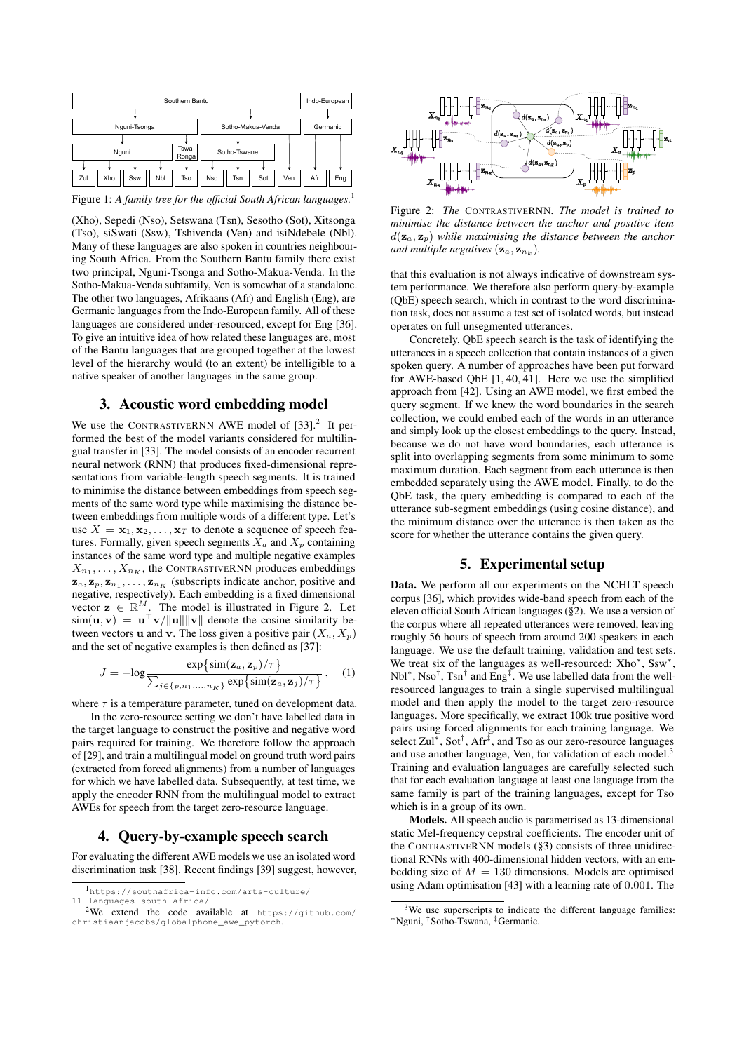Figure 1: *A family tree for the official South African languages.*[1]

(Xho), Sepedi (Nso), Setswana (Tsn), Sesotho (Sot), Xitsonga (Tso), siSwati (Ssw), Tshivenda (Ven) and isiNdebele (Nbl). Many of these languages are also spoken in countries neighbouring South Africa. From the Southern Bantu family there exist two principal, Nguni-Tsonga and Sotho-Makua-Venda. In the Sotho-Makua-Venda subfamily, Ven is somewhat of a standalone. The other two languages, Afrikaans (Afr) and English (Eng), are Germanic languages from the Indo-European family. All of these languages are considered under-resourced, except for Eng [36]. To give an intuitive idea of how related these languages are, most of the Bantu languages that are grouped together at the lowest level of the hierarchy would (to an extent) be intelligible to a native speaker of another languages in the same group.

## 3. Acoustic word embedding model

We use the ContrastiveRNN AWE model of [33].[2] It performed the best of the model variants considered for multilingual transfer in [33]. The model consists of an encoder recurrent neural network (RNN) that produces fixed-dimensional representations from variable-length speech segments. It is trained to minimise the distance between embeddings from speech segments of the same word type while maximising the distance between embeddings from multiple words of a different type. Let's use $X = \mathbf{x}_1, \mathbf{x}_2, \ldots, \mathbf{x}_T$ to denote a sequence of speech features. Formally, given speech segments $X_a$ and $X_p$ containing instances of the same word type and multiple negative examples $X_{n_1}, \ldots, X_{n_K}$, the ContrastiveRNN produces embeddings $\mathbf{z}_a, \mathbf{z}_p, \mathbf{z}_{n_1}, \ldots, \mathbf{z}_{n_K}$ (subscripts indicate anchor, positive and negative, respectively). Each embedding is a fixed dimensional vector $\mathbf{z} \in \mathbb{R}^M$. The model is illustrated in Figure 2. Let $\text{sim}(\mathbf{u}, \mathbf{v}) = \mathbf{u}^\top \mathbf{v} / \|\mathbf{u}\| \|\mathbf{v}\|$ denote the cosine similarity between vectors $\mathbf{u}$ and $\mathbf{v}$. The loss given a positive pair $(X_a, X_p)$ and the set of negative examples is then defined as [37]:

$$J = -\log \frac{\exp\{\text{sim}(\mathbf{z}_a, \mathbf{z}_p)/\tau\}}{\sum_{j \in \{p, n_1, \ldots, n_K\}} \exp\{\text{sim}(\mathbf{z}_a, \mathbf{z}_j)/\tau\}}, \quad (1)$$

where $\tau$ is a temperature parameter, tuned on development data.

In the zero-resource setting we don't have labelled data in the target language to construct the positive and negative word pairs required for training. We therefore follow the approach of [29], and train a multilingual model on ground truth word pairs (extracted from forced alignments) from a number of languages for which we have labelled data. Subsequently, at test time, we apply the encoder RNN from the multilingual model to extract AWEs for speech from the target zero-resource language.

## 4. Query-by-example speech search

For evaluating the different AWE models we use an isolated word discrimination task [38]. Recent findings [39] suggest, however, that this evaluation is not always indicative of downstream system performance. We therefore also perform query-by-example (QbE) speech search, which in contrast to the word discrimination task, does not assume a test set of isolated words, but instead operates on full unsegmented utterances.

Concretely, QbE speech search is the task of identifying the utterances in a speech collection that contain instances of a given spoken query. A number of approaches have been put forward for AWE-based QbE [1, 40, 41]. Here we use the simplified approach from [42]. Using an AWE model, we first embed the query segment. If we knew the word boundaries in the search collection, we could embed each of the words in an utterance and simply look up the closest embeddings to the query. Instead, because we do not have word boundaries, each utterance is split into overlapping segments from some minimum to some maximum duration. Each segment from each utterance is then embedded separately using the AWE model. Finally, to do the QbE task, the query embedding is compared to each of the utterance sub-segment embeddings (using cosine distance), and the minimum distance over the utterance is then taken as the score for whether the utterance contains the given query.

Figure 2: *The* ContrastiveRNN. *The model is trained to minimise the distance between the anchor and positive item* $d(\mathbf{z}_a, \mathbf{z}_p)$ *while maximising the distance between the anchor and multiple negatives* $(\mathbf{z}_a, \mathbf{z}_{n_k})$.

## 5. Experimental setup

**Data.** We perform all our experiments on the NCHLT speech corpus [36], which provides wide-band speech from each of the eleven official South African languages (§2). We use a version of the corpus where all repeated utterances were removed, leaving roughly 56 hours of speech from around 200 speakers in each language. We use the default training, validation and test sets. We treat six of the languages as well-resourced: Xho*, Ssw*, Nbl*, Nso†, Tsn† and Eng‡. We use labelled data from the well-resourced languages to train a single supervised multilingual model and then apply the model to the target zero-resource languages. More specifically, we extract 100k true positive word pairs using forced alignments for each training language. We select Zul*, Sot†, Afr‡, and Tso as our zero-resource languages and use another language, Ven, for validation of each model.[3] Training and evaluation languages are carefully selected such that for each evaluation language at least one language from the same family is part of the training languages, except for Tso which is in a group of its own.

**Models.** All speech audio is parametrised as 13-dimensional static Mel-frequency cepstral coefficients. The encoder unit of the ContrastiveRNN models (§3) consists of three unidirectional RNNs with 400-dimensional hidden vectors, with an embedding size of $M = 130$ dimensions. Models are optimised using Adam optimisation [43] with a learning rate of 0.001. The

---

[1] https://southafrica-info.com/arts-culture/11-languages-south-africa/

[2] We extend the code available at https://github.com/christiaanjacobs/globalphone_awe_pytorch.

[3] We use superscripts to indicate the different language families: *Nguni, †Sotho-Tswana, ‡Germanic.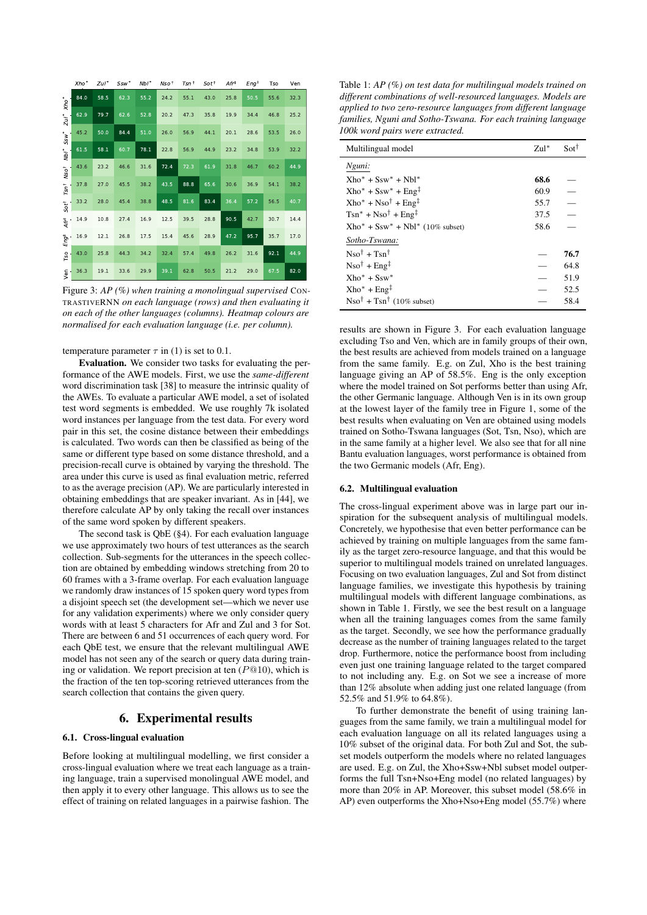| | Xho* | Zul* | Ssw* | Nbl* | Nso† | Tsn† | Sot† | Afr‡ | Eng‡ | Tso | Ven |
|---|---|---|---|---|---|---|---|---|---|---|---|
| Xho* | 84.0 | 58.5 | 62.3 | 55.2 | 24.2 | 55.1 | 43.0 | 25.8 | 50.5 | 55.6 | 32.3 |
| Zul* | 62.9 | 79.7 | 62.6 | 52.8 | 20.2 | 47.3 | 35.8 | 19.9 | 34.4 | 46.8 | 25.2 |
| Ssw* | 45.2 | 50.0 | 84.4 | 51.0 | 26.0 | 56.9 | 44.1 | 20.1 | 28.6 | 53.5 | 26.0 |
| Nbl* | 61.5 | 58.1 | 60.7 | 78.1 | 22.8 | 56.9 | 44.9 | 23.2 | 34.8 | 53.9 | 32.2 |
| Nso† | 43.6 | 23.2 | 46.6 | 31.6 | 72.4 | 72.3 | 61.9 | 31.8 | 46.7 | 60.2 | 44.9 |
| Tsn† | 37.8 | 27.0 | 45.5 | 38.2 | 43.5 | 88.8 | 65.6 | 30.6 | 36.9 | 54.1 | 38.2 |
| Sot† | 33.2 | 28.0 | 45.4 | 38.8 | 48.5 | 81.6 | 83.4 | 36.4 | 57.2 | 56.5 | 40.7 |
| Afr‡ | 14.9 | 10.8 | 27.4 | 16.9 | 12.5 | 39.5 | 28.8 | 90.5 | 42.7 | 30.7 | 14.4 |
| Eng‡ | 16.9 | 12.1 | 26.8 | 17.5 | 15.4 | 45.6 | 28.9 | 47.2 | 95.7 | 35.7 | 17.0 |
| Tso | 43.0 | 25.8 | 44.3 | 34.2 | 32.4 | 57.4 | 49.8 | 26.2 | 31.6 | 92.1 | 44.9 |
| Ven | 36.3 | 19.1 | 33.6 | 29.9 | 39.1 | 62.8 | 50.5 | 21.2 | 29.0 | 67.5 | 82.0 |

Figure 3: *AP (%) when training a monolingual supervised* ContrastiveRNN *on each language (rows) and then evaluating it on each of the other languages (columns). Heatmap colours are normalised for each evaluation language (i.e. per column).*

temperature parameter $\tau$ in (1) is set to 0.1.

**Evaluation.** We consider two tasks for evaluating the performance of the AWE models. First, we use the *same-different* word discrimination task [38] to measure the intrinsic quality of the AWEs. To evaluate a particular AWE model, a set of isolated test word segments is embedded. We use roughly 7k isolated word instances per language from the test data. For every word pair in this set, the cosine distance between their embeddings is calculated. Two words can then be classified as being of the same or different type based on some distance threshold, and a precision-recall curve is obtained by varying the threshold. The area under this curve is used as final evaluation metric, referred to as the average precision (AP). We are particularly interested in obtaining embeddings that are speaker invariant. As in [44], we therefore calculate AP by only taking the recall over instances of the same word spoken by different speakers.

The second task is QbE (§4). For each evaluation language we use approximately two hours of test utterances as the search collection. Sub-segments for the utterances in the speech collection are obtained by embedding windows stretching from 20 to 60 frames with a 3-frame overlap. For each evaluation language we randomly draw instances of 15 spoken query word types from a disjoint speech set (the development set—which we never use for any validation experiments) where we only consider query words with at least 5 characters for Afr and Zul and 3 for Sot. There are between 6 and 51 occurrences of each query word. For each QbE test, we ensure that the relevant multilingual AWE model has not seen any of the search or query data during training or validation. We report precision at ten ($P$@10), which is the fraction of the ten top-scoring retrieved utterances from the search collection that contains the given query.

# 6. Experimental results

## 6.1. Cross-lingual evaluation

Before looking at multilingual modelling, we first consider a cross-lingual evaluation where we treat each language as a training language, train a supervised monolingual AWE model, and then apply it to every other language. This allows us to see the effect of training on related languages in a pairwise fashion. The results are shown in Figure 3. For each evaluation language excluding Tso and Ven, which are in family groups of their own, the best results are achieved from models trained on a language from the same family. E.g. on Zul, Xho is the best training language giving an AP of 58.5%. Eng is the only exception where the model trained on Sot performs better than using Afr, the other Germanic language. Although Ven is in its own group at the lowest layer of the family tree in Figure 1, some of the best results when evaluating on Ven are obtained using models trained on Sotho-Tswana languages (Sot, Tsn, Nso), which are in the same family at a higher level. We also see that for all nine Bantu evaluation languages, worst performance is obtained from the two Germanic models (Afr, Eng).

Table 1: *AP (%) on test data for multilingual models trained on different combinations of well-resourced languages. Models are applied to two zero-resource languages from different language families, Nguni and Sotho-Tswana. For each training language 100k word pairs were extracted.*

| Multilingual model | Zul* | Sot† |
|---|---|---|
| *Nguni:* | | |
| Xho* + Ssw* + Nbl* | **68.6** | — |
| Xho* + Ssw* + Eng‡ | 60.9 | — |
| Xho* + Nso† + Eng‡ | 55.7 | — |
| Tsn* + Nso† + Eng‡ | 37.5 | — |
| Xho* + Ssw* + Nbl* (10% subset) | 58.6 | — |
| *Sotho-Tswana:* | | |
| Nso† + Tsn† | — | **76.7** |
| Nso† + Eng‡ | — | 64.8 |
| Xho* + Ssw* | — | 51.9 |
| Xho* + Eng‡ | — | 52.5 |
| Nso† + Tsn† (10% subset) | — | 58.4 |

## 6.2. Multilingual evaluation

The cross-lingual experiment above was in large part our inspiration for the subsequent analysis of multilingual models. Concretely, we hypothesise that even better performance can be achieved by training on multiple languages from the same family as the target zero-resource language, and that this would be superior to multilingual models trained on unrelated languages. Focusing on two evaluation languages, Zul and Sot from distinct language families, we investigate this hypothesis by training multilingual models with different language combinations, as shown in Table 1. Firstly, we see the best result on a language when all the training languages comes from the same family as the target. Secondly, we see how the performance gradually decrease as the number of training languages related to the target drop. Furthermore, notice the performance boost from including even just one training language related to the target compared to not including any. E.g. on Sot we see a increase of more than 12% absolute when adding just one related language (from 52.5% and 51.9% to 64.8%).

To further demonstrate the benefit of using training languages from the same family, we train a multilingual model for each evaluation language on all its related languages using a 10% subset of the original data. For both Zul and Sot, the subset models outperform the models where no related languages are used. E.g. on Zul, the Xho+Ssw+Nbl subset model outperforms the full Tsn+Nso+Eng model (no related languages) by more than 20% in AP. Moreover, this subset model (58.6% in AP) even outperforms the Xho+Nso+Eng model (55.7%) where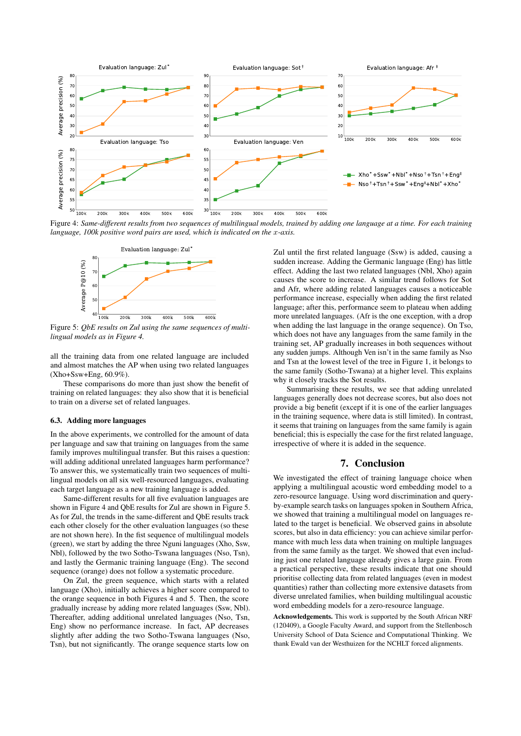Figure 4: *Same-different results from two sequences of multilingual models, trained by adding one language at a time. For each training language, 100k positive word pairs are used, which is indicated on the $x$-axis.*

Figure 5: *QbE results on Zul using the same sequences of multilingual models as in Figure 4.*

all the training data from one related language are included and almost matches the AP when using two related languages (Xho+Ssw+Eng, 60.9%).

These comparisons do more than just show the benefit of training on related languages: they also show that it is beneficial to train on a diverse set of related languages.

### 6.3. Adding more languages

In the above experiments, we controlled for the amount of data per language and saw that training on languages from the same family improves multilingual transfer. But this raises a question: will adding additional unrelated languages harm performance? To answer this, we systematically train two sequences of multilingual models on all six well-resourced languages, evaluating each target language as a new training language is added.

Same-different results for all five evaluation languages are shown in Figure 4 and QbE results for Zul are shown in Figure 5. As for Zul, the trends in the same-different and QbE results track each other closely for the other evaluation languages (so these are not shown here). In the fist sequence of multilingual models (green), we start by adding the three Nguni languages (Xho, Ssw, Nbl), followed by the two Sotho-Tswana languages (Nso, Tsn), and lastly the Germanic training language (Eng). The second sequence (orange) does not follow a systematic procedure.

On Zul, the green sequence, which starts with a related language (Xho), initially achieves a higher score compared to the orange sequence in both Figures 4 and 5. Then, the score gradually increase by adding more related languages (Ssw, Nbl). Thereafter, adding additional unrelated languages (Nso, Tsn, Eng) show no performance increase. In fact, AP decreases slightly after adding the two Sotho-Tswana languages (Nso, Tsn), but not significantly. The orange sequence starts low on Zul until the first related language (Ssw) is added, causing a sudden increase. Adding the Germanic language (Eng) has little effect. Adding the last two related languages (Nbl, Xho) again causes the score to increase. A similar trend follows for Sot and Afr, where adding related languages causes a noticeable performance increase, especially when adding the first related language; after this, performance seem to plateau when adding more unrelated languages. (Afr is the one exception, with a drop when adding the last language in the orange sequence.) On Tso, which does not have any languages from the same family in the training set, AP gradually increases in both sequences without any sudden jumps. Although Ven isn't in the same family as Nso and Tsn at the lowest level of the tree in Figure 1, it belongs to the same family (Sotho-Tswana) at a higher level. This explains why it closely tracks the Sot results.

Summarising these results, we see that adding unrelated languages generally does not decrease scores, but also does not provide a big benefit (except if it is one of the earlier languages in the training sequence, where data is still limited). In contrast, it seems that training on languages from the same family is again beneficial; this is especially the case for the first related language, irrespective of where it is added in the sequence.

## 7. Conclusion

We investigated the effect of training language choice when applying a multilingual acoustic word embedding model to a zero-resource language. Using word discrimination and query-by-example search tasks on languages spoken in Southern Africa, we showed that training a multilingual model on languages related to the target is beneficial. We observed gains in absolute scores, but also in data efficiency: you can achieve similar performance with much less data when training on multiple languages from the same family as the target. We showed that even including just one related language already gives a large gain. From a practical perspective, these results indicate that one should prioritise collecting data from related languages (even in modest quantities) rather than collecting more extensive datasets from diverse unrelated families, when building multilingual acoustic word embedding models for a zero-resource language.

**Acknowledgements.** This work is supported by the South African NRF (120409), a Google Faculty Award, and support from the Stellenbosch University School of Data Science and Computational Thinking. We thank Ewald van der Westhuizen for the NCHLT forced alignments.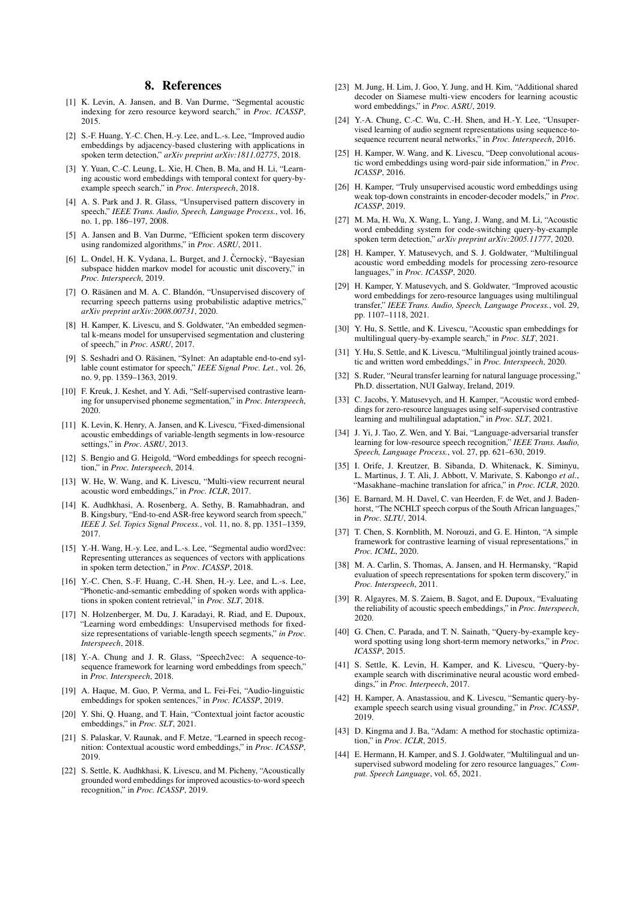## 8. References

[1] K. Levin, A. Jansen, and B. Van Durme, "Segmental acoustic indexing for zero resource keyword search," in *Proc. ICASSP*, 2015.

[2] S.-F. Huang, Y.-C. Chen, H.-y. Lee, and L.-s. Lee, "Improved audio embeddings by adjacency-based clustering with applications in spoken term detection," *arXiv preprint arXiv:1811.02775*, 2018.

[3] Y. Yuan, C.-C. Leung, L. Xie, H. Chen, B. Ma, and H. Li, "Learning acoustic word embeddings with temporal context for query-by-example speech search," in *Proc. Interspeech*, 2018.

[4] A. S. Park and J. R. Glass, "Unsupervised pattern discovery in speech," *IEEE Trans. Audio, Speech, Language Process.*, vol. 16, no. 1, pp. 186–197, 2008.

[5] A. Jansen and B. Van Durme, "Efficient spoken term discovery using randomized algorithms," in *Proc. ASRU*, 2011.

[6] L. Ondel, H. K. Vydana, L. Burget, and J. Černockỳ, "Bayesian subspace hidden markov model for acoustic unit discovery," in *Proc. Interspeech*, 2019.

[7] O. Räsänen and M. A. C. Blandón, "Unsupervised discovery of recurring speech patterns using probabilistic adaptive metrics," *arXiv preprint arXiv:2008.00731*, 2020.

[8] H. Kamper, K. Livescu, and S. Goldwater, "An embedded segmental k-means model for unsupervised segmentation and clustering of speech," in *Proc. ASRU*, 2017.

[9] S. Seshadri and O. Räsänen, "Sylnet: An adaptable end-to-end syllable count estimator for speech," *IEEE Signal Proc. Let.*, vol. 26, no. 9, pp. 1359–1363, 2019.

[10] F. Kreuk, J. Keshet, and Y. Adi, "Self-supervised contrastive learning for unsupervised phoneme segmentation," in *Proc. Interspeech*, 2020.

[11] K. Levin, K. Henry, A. Jansen, and K. Livescu, "Fixed-dimensional acoustic embeddings of variable-length segments in low-resource settings," in *Proc. ASRU*, 2013.

[12] S. Bengio and G. Heigold, "Word embeddings for speech recognition," in *Proc. Interspeech*, 2014.

[13] W. He, W. Wang, and K. Livescu, "Multi-view recurrent neural acoustic word embeddings," in *Proc. ICLR*, 2017.

[14] K. Audhkhasi, A. Rosenberg, A. Sethy, B. Ramabhadran, and B. Kingsbury, "End-to-end ASR-free keyword search from speech," *IEEE J. Sel. Topics Signal Process.*, vol. 11, no. 8, pp. 1351–1359, 2017.

[15] Y.-H. Wang, H.-y. Lee, and L.-s. Lee, "Segmental audio word2vec: Representing utterances as sequences of vectors with applications in spoken term detection," in *Proc. ICASSP*, 2018.

[16] Y.-C. Chen, S.-F. Huang, C.-H. Shen, H.-y. Lee, and L.-s. Lee, "Phonetic-and-semantic embedding of spoken words with applications in spoken content retrieval," in *Proc. SLT*, 2018.

[17] N. Holzenberger, M. Du, J. Karadayi, R. Riad, and E. Dupoux, "Learning word embeddings: Unsupervised methods for fixed-size representations of variable-length speech segments," *in Proc. Interspeech*, 2018.

[18] Y.-A. Chung and J. R. Glass, "Speech2vec: A sequence-to-sequence framework for learning word embeddings from speech," in *Proc. Interspeech*, 2018.

[19] A. Haque, M. Guo, P. Verma, and L. Fei-Fei, "Audio-linguistic embeddings for spoken sentences," in *Proc. ICASSP*, 2019.

[20] Y. Shi, Q. Huang, and T. Hain, "Contextual joint factor acoustic embeddings," in *Proc. SLT*, 2021.

[21] S. Palaskar, V. Raunak, and F. Metze, "Learned in speech recognition: Contextual acoustic word embeddings," in *Proc. ICASSP*, 2019.

[22] S. Settle, K. Audhkhasi, K. Livescu, and M. Picheny, "Acoustically grounded word embeddings for improved acoustics-to-word speech recognition," in *Proc. ICASSP*, 2019.

[23] M. Jung, H. Lim, J. Goo, Y. Jung, and H. Kim, "Additional shared decoder on Siamese multi-view encoders for learning acoustic word embeddings," in *Proc. ASRU*, 2019.

[24] Y.-A. Chung, C.-C. Wu, C.-H. Shen, and H.-Y. Lee, "Unsupervised learning of audio segment representations using sequence-to-sequence recurrent neural networks," in *Proc. Interspeech*, 2016.

[25] H. Kamper, W. Wang, and K. Livescu, "Deep convolutional acoustic word embeddings using word-pair side information," in *Proc. ICASSP*, 2016.

[26] H. Kamper, "Truly unsupervised acoustic word embeddings using weak top-down constraints in encoder-decoder models," in *Proc. ICASSP*, 2019.

[27] M. Ma, H. Wu, X. Wang, L. Yang, J. Wang, and M. Li, "Acoustic word embedding system for code-switching query-by-example spoken term detection," *arXiv preprint arXiv:2005.11777*, 2020.

[28] H. Kamper, Y. Matusevych, and S. J. Goldwater, "Multilingual acoustic word embedding models for processing zero-resource languages," in *Proc. ICASSP*, 2020.

[29] H. Kamper, Y. Matusevych, and S. Goldwater, "Improved acoustic word embeddings for zero-resource languages using multilingual transfer," *IEEE Trans. Audio, Speech, Language Process.*, vol. 29, pp. 1107–1118, 2021.

[30] Y. Hu, S. Settle, and K. Livescu, "Acoustic span embeddings for multilingual query-by-example search," in *Proc. SLT*, 2021.

[31] Y. Hu, S. Settle, and K. Livescu, "Multilingual jointly trained acoustic and written word embeddings," in *Proc. Interspeech*, 2020.

[32] S. Ruder, "Neural transfer learning for natural language processing," Ph.D. dissertation, NUI Galway, Ireland, 2019.

[33] C. Jacobs, Y. Matusevych, and H. Kamper, "Acoustic word embeddings for zero-resource languages using self-supervised contrastive learning and multilingual adaptation," in *Proc. SLT*, 2021.

[34] J. Yi, J. Tao, Z. Wen, and Y. Bai, "Language-adversarial transfer learning for low-resource speech recognition," *IEEE Trans. Audio, Speech, Language Process.*, vol. 27, pp. 621–630, 2019.

[35] I. Orife, J. Kreutzer, B. Sibanda, D. Whitenack, K. Siminyu, L. Martinus, J. T. Ali, J. Abbott, V. Marivate, S. Kabongo *et al.*, "Masakhane–machine translation for africa," in *Proc. ICLR*, 2020.

[36] E. Barnard, M. H. Davel, C. van Heerden, F. de Wet, and J. Badenhorst, "The NCHLT speech corpus of the South African languages," in *Proc. SLTU*, 2014.

[37] T. Chen, S. Kornblith, M. Norouzi, and G. E. Hinton, "A simple framework for contrastive learning of visual representations," in *Proc. ICML*, 2020.

[38] M. A. Carlin, S. Thomas, A. Jansen, and H. Hermansky, "Rapid evaluation of speech representations for spoken term discovery," in *Proc. Interspeech*, 2011.

[39] R. Algayres, M. S. Zaiem, B. Sagot, and E. Dupoux, "Evaluating the reliability of acoustic speech embeddings," in *Proc. Interspeech*, 2020.

[40] G. Chen, C. Parada, and T. N. Sainath, "Query-by-example keyword spotting using long short-term memory networks," in *Proc. ICASSP*, 2015.

[41] S. Settle, K. Levin, H. Kamper, and K. Livescu, "Query-by-example search with discriminative neural acoustic word embeddings," in *Proc. Interpeech*, 2017.

[42] H. Kamper, A. Anastassiou, and K. Livescu, "Semantic query-by-example speech search using visual grounding," in *Proc. ICASSP*, 2019.

[43] D. Kingma and J. Ba, "Adam: A method for stochastic optimization," in *Proc. ICLR*, 2015.

[44] E. Hermann, H. Kamper, and S. J. Goldwater, "Multilingual and unsupervised subword modeling for zero resource languages," *Comput. Speech Language*, vol. 65, 2021.